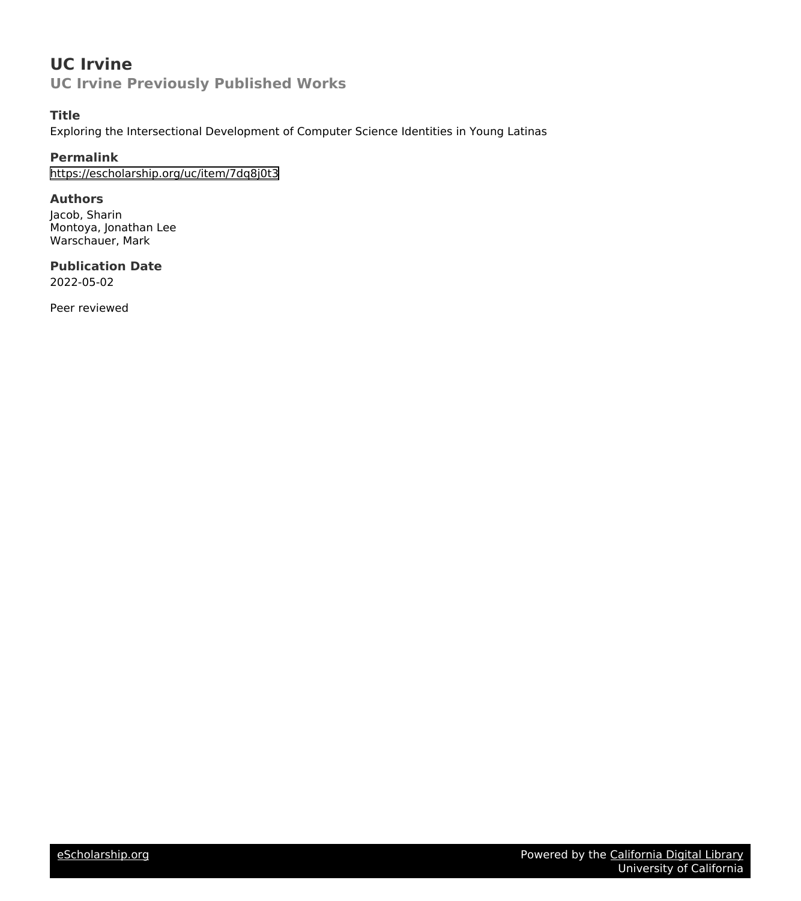# UC Irvine

## UC Irvine Previously Published Works

### Title

Exploring the Intersectional Development of Computer Science Identities in Young Latinas

### Permalink

https://escholarship.org/uc/item/7dq8j0t3

### Authors

Jacob, Sharin
Montoya, Jonathan Lee
Warschauer, Mark

### Publication Date

2022-05-02

Peer reviewed

eScholarship.org

Powered by the California Digital Library
University of California